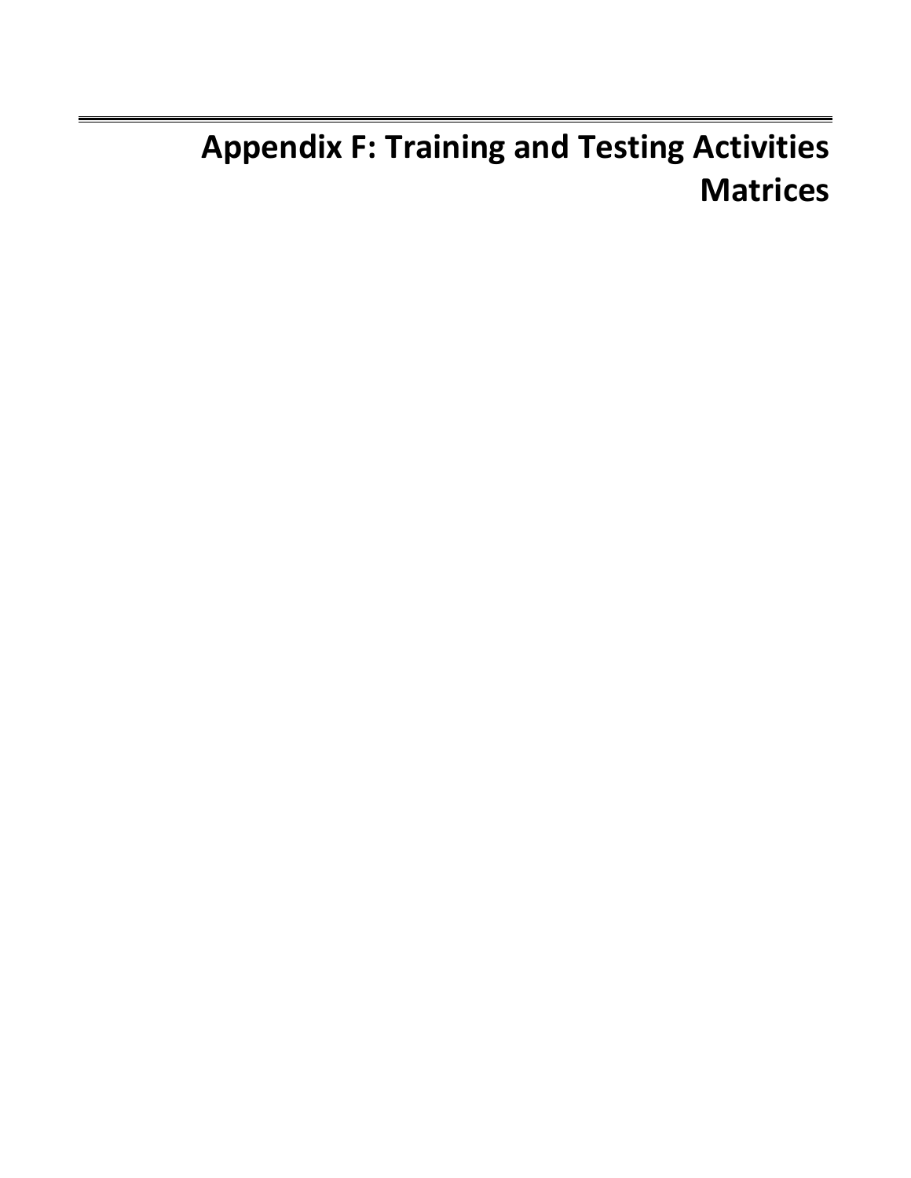# Appendix F: Training and Testing Activities Matrices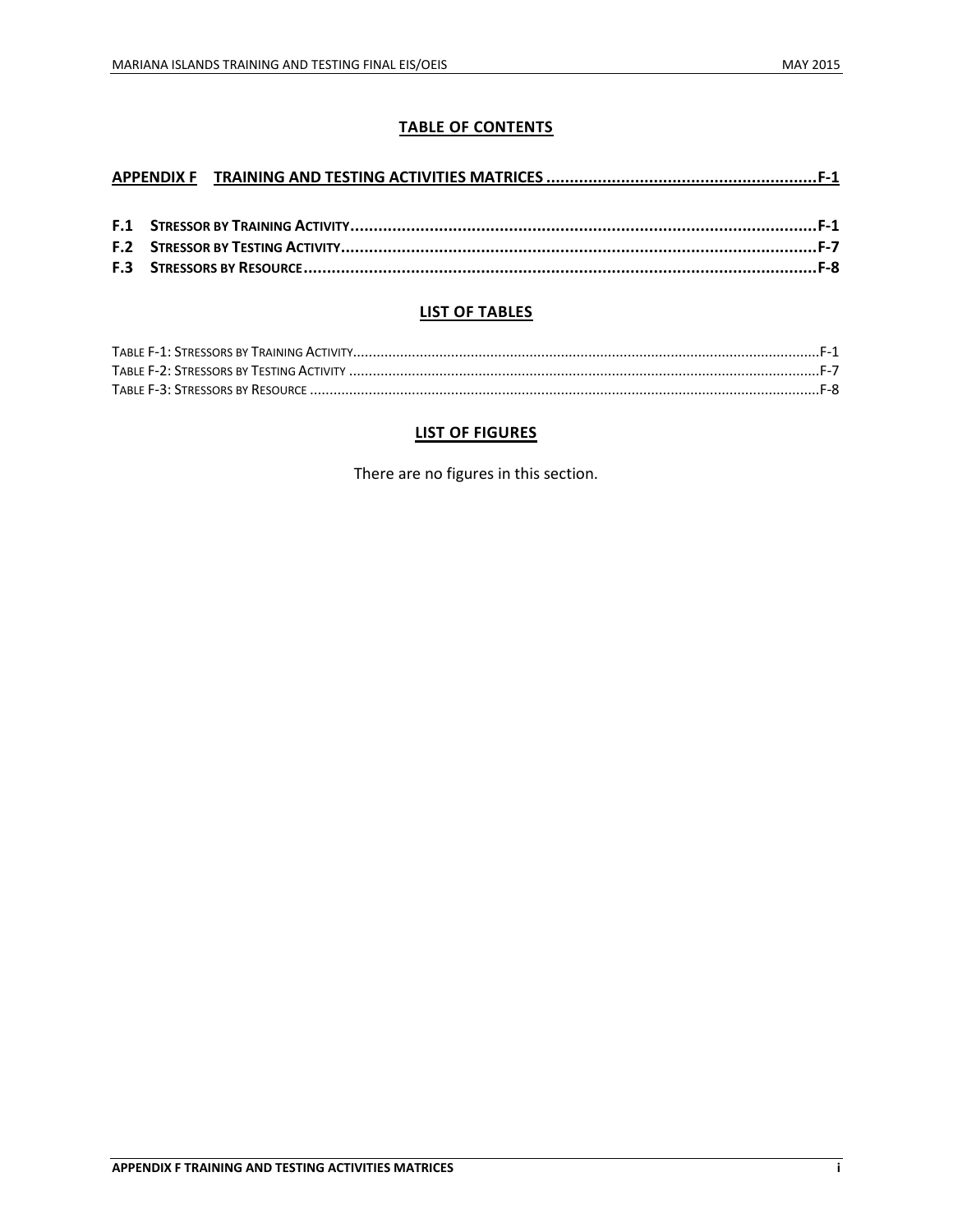## TABLE OF CONTENTS

**APPENDIX F TRAINING AND TESTING ACTIVITIES MATRICES .......................................................... F-1**

**F.1 STRESSOR BY TRAINING ACTIVITY ............................................................................................ F-1**
**F.2 STRESSOR BY TESTING ACTIVITY ............................................................................................. F-7**
**F.3 STRESSORS BY RESOURCE ....................................................................................................... F-8**

## LIST OF TABLES

TABLE F-1: STRESSORS BY TRAINING ACTIVITY ............................................................................................ F-1
TABLE F-2: STRESSORS BY TESTING ACTIVITY ............................................................................................. F-7
TABLE F-3: STRESSORS BY RESOURCE ....................................................................................................... F-8

## LIST OF FIGURES

There are no figures in this section.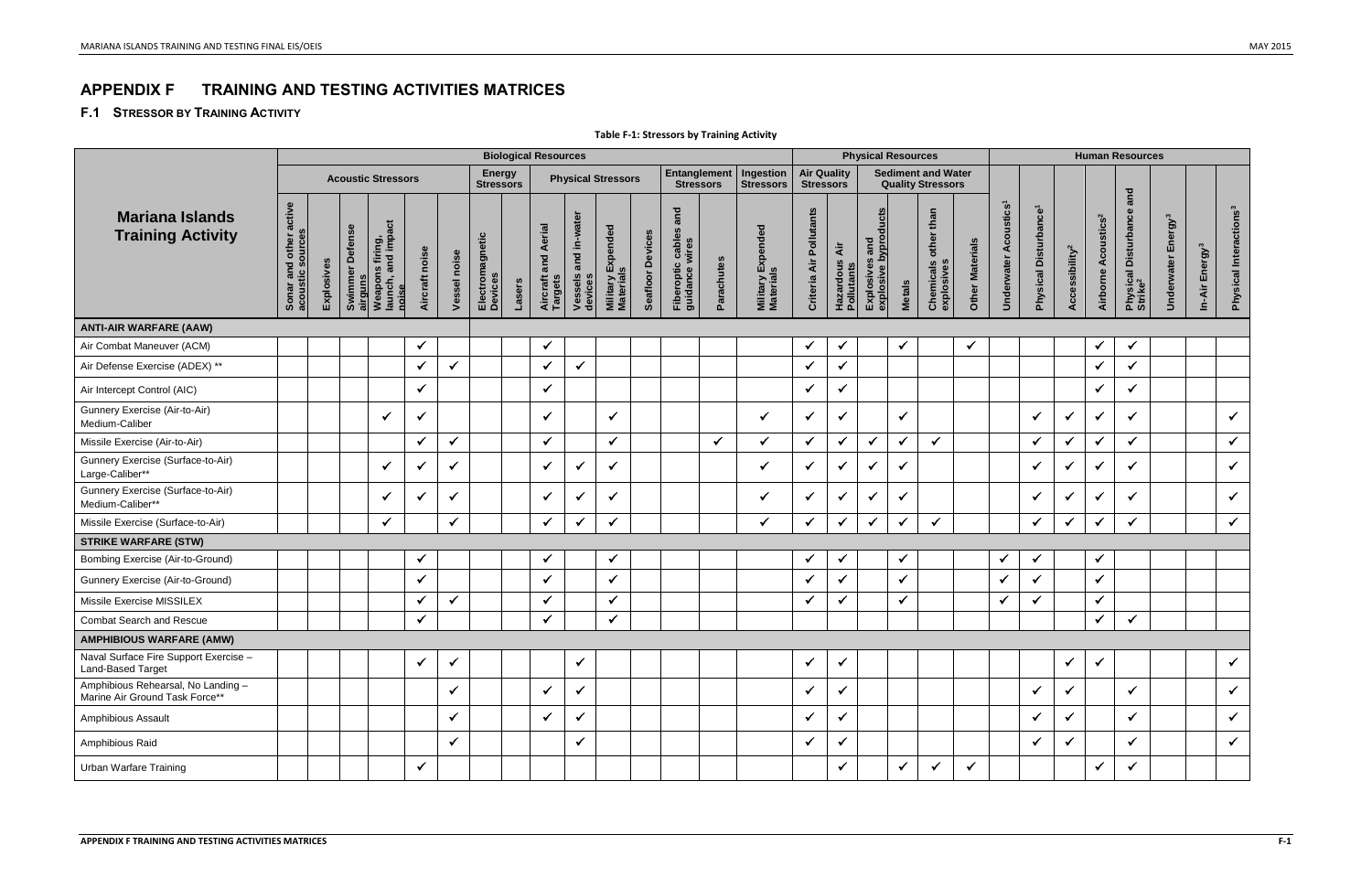# APPENDIX F TRAINING AND TESTING ACTIVITIES MATRICES

## F.1 Stressor by Training Activity

**Table F-1: Stressors by Training Activity**

| Mariana Islands Training Activity | Biological Resources | | | | | | | | | | | | | | | Physical Resources | | | | | | Human Resources | | | | | | | |
|---|---|---|---|---|---|---|---|---|---|---|---|---|---|---|---|---|---|---|---|---|---|---|---|---|---|---|---|---|---|
| | Acoustic Stressors | | | | | | Energy Stressors | | Physical Stressors | | | | Entanglement Stressors | | Ingestion Stressors | Air Quality Stressors | | Sediment and Water Quality Stressors | | | | | | | | | | | |
| | Sonar and other active acoustic sources | Explosives | Swimmer Defense airguns | Weapons firing, launch, and impact noise | Aircraft noise | Vessel noise | Electromagnetic Devices | Lasers | Aircraft and Aerial Targets | Vessels and in-water devices | Military Expended Materials | Seafloor Devices | Fiberoptic cables and guidance wires | Parachutes | Military Expended Materials | Criteria Air Pollutants | Hazardous Air Pollutants | Explosives and explosive byproducts | Metals | Chemicals other than explosives | Other Materials | Underwater Acoustics[1] | Physical Disturbance[1] | Accessibility[2] | Airborne Acoustics[2] | Physical Disturbance and Strike[2] | Underwater Energy[3] | In-Air Energy[3] | Physical Interactions[3] |
| **ANTI-AIR WARFARE (AAW)** | | | | | | | | | | | | | | | | | | | | | | | | | | | | | |
| Air Combat Maneuver (ACM) | | | | | ✓ | | | | ✓ | | | | | | | ✓ | ✓ | | ✓ | | ✓ | | | | ✓ | ✓ | | | |
| Air Defense Exercise (ADEX) ** | | | | | ✓ | ✓ | | | ✓ | ✓ | | | | | | ✓ | ✓ | | | | | | | | ✓ | ✓ | | | |
| Air Intercept Control (AIC) | | | | | ✓ | | | | ✓ | | | | | | | ✓ | ✓ | | | | | | | | ✓ | ✓ | | | |
| Gunnery Exercise (Air-to-Air) Medium-Caliber | | | | ✓ | ✓ | | | | ✓ | | ✓ | | | | ✓ | ✓ | ✓ | | ✓ | | | | ✓ | ✓ | ✓ | ✓ | | | ✓ |
| Missile Exercise (Air-to-Air) | | | | | ✓ | ✓ | | | ✓ | | ✓ | | | ✓ | ✓ | ✓ | ✓ | ✓ | ✓ | ✓ | | | ✓ | ✓ | ✓ | ✓ | | | ✓ |
| Gunnery Exercise (Surface-to-Air) Large-Caliber** | | | | ✓ | ✓ | ✓ | | | ✓ | ✓ | ✓ | | | | ✓ | ✓ | ✓ | ✓ | ✓ | | | | ✓ | ✓ | ✓ | ✓ | | | ✓ |
| Gunnery Exercise (Surface-to-Air) Medium-Caliber** | | | | ✓ | ✓ | ✓ | | | ✓ | ✓ | ✓ | | | | ✓ | ✓ | ✓ | ✓ | ✓ | | | | ✓ | ✓ | ✓ | ✓ | | | ✓ |
| Missile Exercise (Surface-to-Air) | | | | ✓ | | ✓ | | | ✓ | ✓ | ✓ | | | | ✓ | ✓ | ✓ | ✓ | ✓ | ✓ | | | ✓ | ✓ | ✓ | ✓ | | | ✓ |
| **STRIKE WARFARE (STW)** | | | | | | | | | | | | | | | | | | | | | | | | | | | | | |
| Bombing Exercise (Air-to-Ground) | | | | | ✓ | | | | ✓ | | ✓ | | | | | ✓ | ✓ | | ✓ | | | ✓ | ✓ | | ✓ | | | | |
| Gunnery Exercise (Air-to-Ground) | | | | | ✓ | | | | ✓ | | ✓ | | | | | ✓ | ✓ | | ✓ | | | ✓ | ✓ | | ✓ | | | | |
| Missile Exercise MISSILEX | | | | | ✓ | ✓ | | | ✓ | | ✓ | | | | | ✓ | ✓ | | ✓ | | | ✓ | ✓ | | ✓ | | | | |
| Combat Search and Rescue | | | | | ✓ | | | | ✓ | | ✓ | | | | | | | | | | | | | | ✓ | ✓ | | | |
| **AMPHIBIOUS WARFARE (AMW)** | | | | | | | | | | | | | | | | | | | | | | | | | | | | | |
| Naval Surface Fire Support Exercise – Land-Based Target | | | | | ✓ | ✓ | | | | ✓ | | | | | | ✓ | ✓ | | | | | | | ✓ | ✓ | | | | ✓ |
| Amphibious Rehearsal, No Landing – Marine Air Ground Task Force** | | | | | | ✓ | | | ✓ | ✓ | | | | | | ✓ | ✓ | | | | | | ✓ | ✓ | | ✓ | | | ✓ |
| Amphibious Assault | | | | | | ✓ | | | ✓ | ✓ | | | | | | ✓ | ✓ | | | | | | ✓ | ✓ | | ✓ | | | ✓ |
| Amphibious Raid | | | | | | ✓ | | | | ✓ | | | | | | ✓ | ✓ | | | | | | ✓ | ✓ | | ✓ | | | ✓ |
| Urban Warfare Training | | | | | ✓ | | | | | | | | | | | | ✓ | | ✓ | ✓ | ✓ | | | | ✓ | ✓ | | | |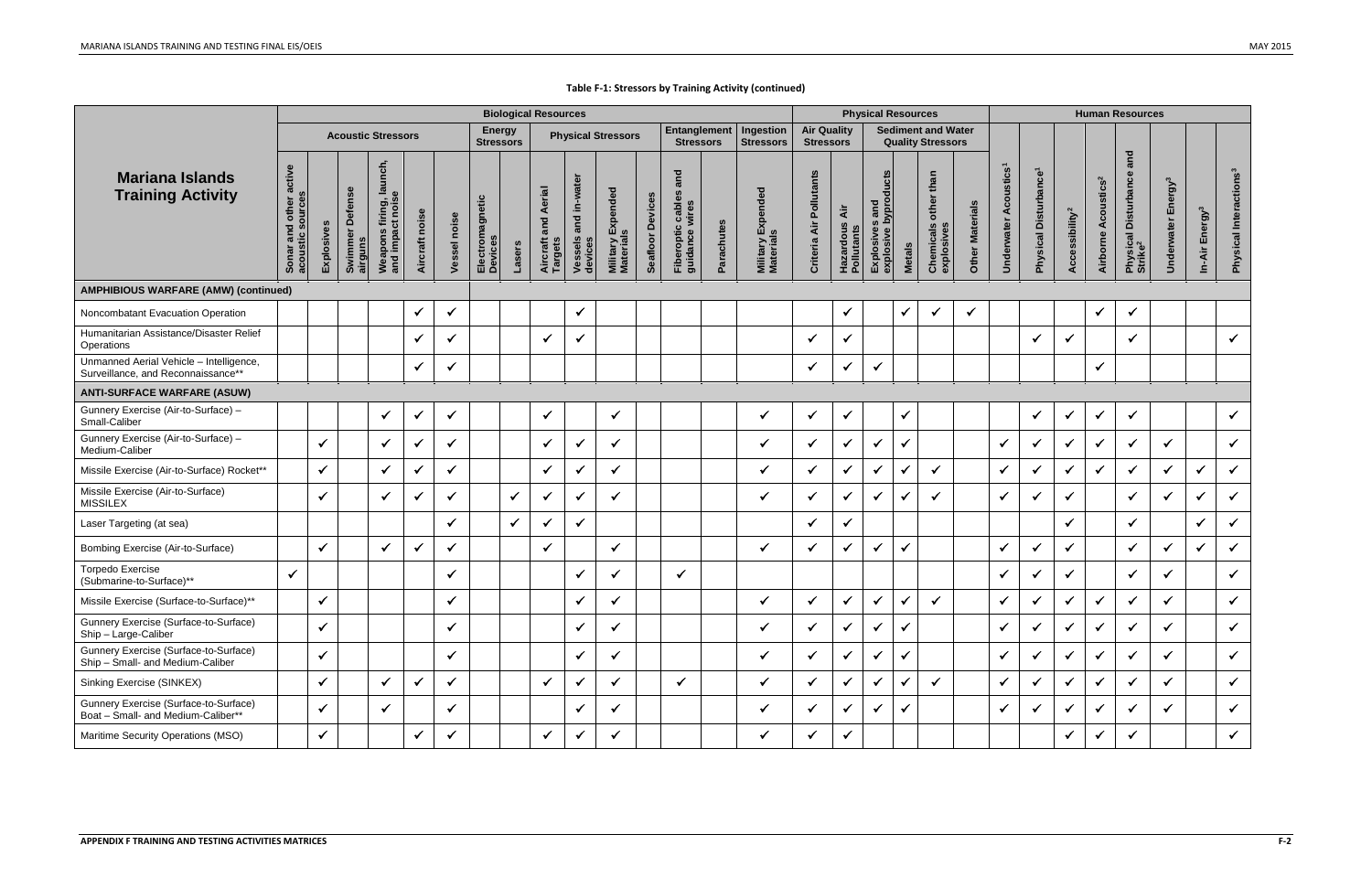**Table F-1: Stressors by Training Activity (continued)**

| Mariana Islands Training Activity | Biological Resources | | | | | | | | | | | | | | | Physical Resources | | | | | | Human Resources | | | | | | | |
|---|---|---|---|---|---|---|---|---|---|---|---|---|---|---|---|---|---|---|---|---|---|---|---|---|---|---|---|---|---|
| | Acoustic Stressors | | | | | | Energy Stressors | | Physical Stressors | | | | Entanglement Stressors | | Ingestion Stressors | Air Quality Stressors | | Sediment and Water Quality Stressors | | | | | | | | | | | |
| | Sonar and other active acoustic sources | Explosives | Swimmer Defense airguns | Weapons firing, launch, and impact noise | Aircraft noise | Vessel noise | Electromagnetic Devices | Lasers | Aircraft and Aerial Targets | Vessels and in-water devices | Military Expended Materials | Seafloor Devices | Fiberoptic cables and guidance wires | Parachutes | Military Expended Materials | Criteria Air Pollutants | Hazardous Air Pollutants | Explosives and explosive byproducts | Metals | Chemicals other than explosives | Other Materials | Underwater Acoustics[1] | Physical Disturbance[1] | Accessibility[2] | Airborne Acoustics[2] | Physical Disturbance and Strike[2] | Underwater Energy[3] | In-Air Energy[3] | Physical Interactions[3] |
| **AMPHIBIOUS WARFARE (AMW) (continued)** | | | | | | | | | | | | | | | | | | | | | | | | | | | | | |
| Noncombatant Evacuation Operation | | | | | ✓ | ✓ | | | | ✓ | | | | | | | ✓ | | ✓ | ✓ | ✓ | | | | ✓ | ✓ | | | |
| Humanitarian Assistance/Disaster Relief Operations | | | | | ✓ | ✓ | | | ✓ | ✓ | | | | | | ✓ | ✓ | | | | | | ✓ | ✓ | | ✓ | | | ✓ |
| Unmanned Aerial Vehicle – Intelligence, Surveillance, and Reconnaissance** | | | | | ✓ | ✓ | | | | | | | | | | ✓ | ✓ | ✓ | | | | | | | ✓ | | | | |
| **ANTI-SURFACE WARFARE (ASUW)** | | | | | | | | | | | | | | | | | | | | | | | | | | | | | |
| Gunnery Exercise (Air-to-Surface) – Small-Caliber | | | | ✓ | ✓ | ✓ | | | ✓ | | ✓ | | | | ✓ | ✓ | ✓ | | ✓ | | | | ✓ | ✓ | ✓ | ✓ | | | ✓ |
| Gunnery Exercise (Air-to-Surface) – Medium-Caliber | | ✓ | | ✓ | ✓ | ✓ | | | ✓ | ✓ | ✓ | | | | ✓ | ✓ | ✓ | ✓ | ✓ | | | ✓ | ✓ | ✓ | ✓ | ✓ | ✓ | | ✓ |
| Missile Exercise (Air-to-Surface) Rocket** | | ✓ | | ✓ | ✓ | ✓ | | | ✓ | ✓ | ✓ | | | | ✓ | ✓ | ✓ | ✓ | ✓ | ✓ | | ✓ | ✓ | ✓ | ✓ | ✓ | ✓ | ✓ | ✓ |
| Missile Exercise (Air-to-Surface) MISSILEX | | ✓ | | ✓ | ✓ | ✓ | | ✓ | ✓ | ✓ | ✓ | | | | ✓ | ✓ | ✓ | ✓ | ✓ | ✓ | | ✓ | ✓ | ✓ | | ✓ | ✓ | ✓ | ✓ |
| Laser Targeting (at sea) | | | | | | ✓ | | ✓ | ✓ | ✓ | | | | | | ✓ | ✓ | | | | | | | ✓ | | ✓ | | ✓ | ✓ |
| Bombing Exercise (Air-to-Surface) | | ✓ | | ✓ | ✓ | ✓ | | | ✓ | | ✓ | | | | ✓ | ✓ | ✓ | ✓ | ✓ | | | ✓ | ✓ | ✓ | | ✓ | ✓ | ✓ | ✓ |
| Torpedo Exercise (Submarine-to-Surface)** | ✓ | | | | | ✓ | | | | ✓ | ✓ | | ✓ | | | | | | | | | ✓ | ✓ | ✓ | | ✓ | ✓ | | ✓ |
| Missile Exercise (Surface-to-Surface)** | | ✓ | | | | ✓ | | | | ✓ | ✓ | | | | ✓ | ✓ | ✓ | ✓ | ✓ | ✓ | | ✓ | ✓ | ✓ | ✓ | ✓ | ✓ | | ✓ |
| Gunnery Exercise (Surface-to-Surface) Ship – Large-Caliber | | ✓ | | | | ✓ | | | | ✓ | ✓ | | | | ✓ | ✓ | ✓ | ✓ | ✓ | | | ✓ | ✓ | ✓ | ✓ | ✓ | ✓ | | ✓ |
| Gunnery Exercise (Surface-to-Surface) Ship – Small- and Medium-Caliber | | ✓ | | | | ✓ | | | | ✓ | ✓ | | | | ✓ | ✓ | ✓ | ✓ | ✓ | | | ✓ | ✓ | ✓ | ✓ | ✓ | ✓ | | ✓ |
| Sinking Exercise (SINKEX) | | ✓ | | ✓ | ✓ | ✓ | | | ✓ | ✓ | ✓ | | ✓ | | ✓ | ✓ | ✓ | ✓ | ✓ | ✓ | | ✓ | ✓ | ✓ | ✓ | ✓ | ✓ | | ✓ |
| Gunnery Exercise (Surface-to-Surface) Boat – Small- and Medium-Caliber** | | ✓ | | ✓ | | ✓ | | | | ✓ | ✓ | | | | ✓ | ✓ | ✓ | ✓ | ✓ | | | ✓ | ✓ | ✓ | ✓ | ✓ | ✓ | | ✓ |
| Maritime Security Operations (MSO) | | ✓ | | | ✓ | ✓ | | | ✓ | ✓ | ✓ | | | | ✓ | ✓ | ✓ | | | | | | | ✓ | ✓ | ✓ | | | ✓ |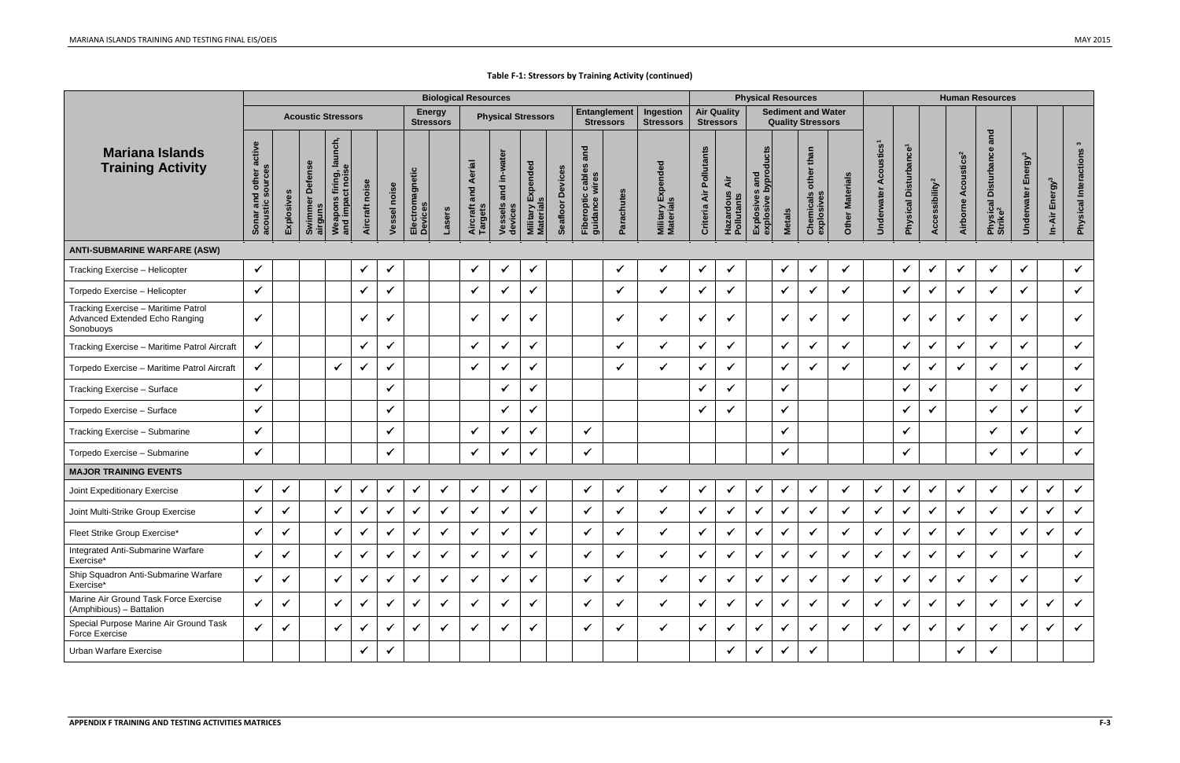**Table F-1: Stressors by Training Activity (continued)**

| Mariana Islands Training Activity | Biological Resources | | | | | | | | | | | | | | | Physical Resources | | | | | | Human Resources | | | | | | | |
|---|---|---|---|---|---|---|---|---|---|---|---|---|---|---|---|---|---|---|---|---|---|---|---|---|---|---|---|---|---|
| | Acoustic Stressors | | | | | | Energy Stressors | | Physical Stressors | | | | Entanglement Stressors | | Ingestion Stressors | Air Quality Stressors | | Sediment and Water Quality Stressors | | | | | | | | | | | |
| | Sonar and other active acoustic sources | Explosives | Swimmer Defense airguns | Weapons firing, launch, and impact noise | Aircraft noise | Vessel noise | Electromagnetic Devices | Lasers | Aircraft and Aerial Targets | Vessels and in-water devices | Military Expended Materials | Seafloor Devices | Fiberoptic cables and guidance wires | Parachutes | Military Expended Materials | Criteria Air Pollutants | Hazardous Air Pollutants | Explosives and explosive byproducts | Metals | Chemicals other than explosives | Other Materials | Underwater Acoustics[1] | Physical Disturbance[1] | Accessibility[2] | Airborne Acoustics[2] | Physical Disturbance and Strike[2] | Underwater Energy[3] | In-Air Energy[3] | Physical Interactions[3] |
| **ANTI-SUBMARINE WARFARE (ASW)** | | | | | | | | | | | | | | | | | | | | | | | | | | | | | |
| Tracking Exercise – Helicopter | ✓ | | | | ✓ | ✓ | | | ✓ | ✓ | ✓ | | | ✓ | ✓ | ✓ | ✓ | | ✓ | ✓ | ✓ | | ✓ | ✓ | ✓ | ✓ | ✓ | | ✓ |
| Torpedo Exercise – Helicopter | ✓ | | | | ✓ | ✓ | | | ✓ | ✓ | ✓ | | | ✓ | ✓ | ✓ | ✓ | | ✓ | ✓ | ✓ | | ✓ | ✓ | ✓ | ✓ | ✓ | | ✓ |
| Tracking Exercise – Maritime Patrol Advanced Extended Echo Ranging Sonobuoys | ✓ | | | | ✓ | ✓ | | | ✓ | ✓ | ✓ | | | ✓ | ✓ | ✓ | ✓ | | ✓ | ✓ | ✓ | | ✓ | ✓ | ✓ | ✓ | ✓ | | ✓ |
| Tracking Exercise – Maritime Patrol Aircraft | ✓ | | | | ✓ | ✓ | | | ✓ | ✓ | ✓ | | | ✓ | ✓ | ✓ | ✓ | | ✓ | ✓ | ✓ | | ✓ | ✓ | ✓ | ✓ | ✓ | | ✓ |
| Torpedo Exercise – Maritime Patrol Aircraft | ✓ | | | ✓ | ✓ | ✓ | | | ✓ | ✓ | ✓ | | | ✓ | ✓ | ✓ | ✓ | | ✓ | ✓ | ✓ | | ✓ | ✓ | ✓ | ✓ | ✓ | | ✓ |
| Tracking Exercise – Surface | ✓ | | | | | ✓ | | | | ✓ | ✓ | | | | | ✓ | ✓ | | ✓ | | | | ✓ | ✓ | | ✓ | ✓ | | ✓ |
| Torpedo Exercise – Surface | ✓ | | | | | ✓ | | | | ✓ | ✓ | | | | | ✓ | ✓ | | ✓ | | | | ✓ | ✓ | | ✓ | ✓ | | ✓ |
| Tracking Exercise – Submarine | ✓ | | | | | ✓ | | | ✓ | ✓ | ✓ | | ✓ | | | | | | ✓ | | | | ✓ | | | ✓ | ✓ | | ✓ |
| Torpedo Exercise – Submarine | ✓ | | | | | ✓ | | | ✓ | ✓ | ✓ | | ✓ | | | | | | ✓ | | | | ✓ | | | ✓ | ✓ | | ✓ |
| **MAJOR TRAINING EVENTS** | | | | | | | | | | | | | | | | | | | | | | | | | | | | | |
| Joint Expeditionary Exercise | ✓ | ✓ | | ✓ | ✓ | ✓ | ✓ | ✓ | ✓ | ✓ | ✓ | | ✓ | ✓ | ✓ | ✓ | ✓ | ✓ | ✓ | ✓ | ✓ | ✓ | ✓ | ✓ | ✓ | ✓ | ✓ | ✓ | ✓ |
| Joint Multi-Strike Group Exercise | ✓ | ✓ | | ✓ | ✓ | ✓ | ✓ | ✓ | ✓ | ✓ | ✓ | | ✓ | ✓ | ✓ | ✓ | ✓ | ✓ | ✓ | ✓ | ✓ | ✓ | ✓ | ✓ | ✓ | ✓ | ✓ | ✓ | ✓ |
| Fleet Strike Group Exercise* | ✓ | ✓ | | ✓ | ✓ | ✓ | ✓ | ✓ | ✓ | ✓ | ✓ | | ✓ | ✓ | ✓ | ✓ | ✓ | ✓ | ✓ | ✓ | ✓ | ✓ | ✓ | ✓ | ✓ | ✓ | ✓ | ✓ | ✓ |
| Integrated Anti-Submarine Warfare Exercise* | ✓ | ✓ | | ✓ | ✓ | ✓ | ✓ | ✓ | ✓ | ✓ | ✓ | | ✓ | ✓ | ✓ | ✓ | ✓ | ✓ | ✓ | ✓ | ✓ | ✓ | ✓ | ✓ | ✓ | ✓ | ✓ | | ✓ |
| Ship Squadron Anti-Submarine Warfare Exercise* | ✓ | ✓ | | ✓ | ✓ | ✓ | ✓ | ✓ | ✓ | ✓ | ✓ | | ✓ | ✓ | ✓ | ✓ | ✓ | ✓ | ✓ | ✓ | ✓ | ✓ | ✓ | ✓ | ✓ | ✓ | ✓ | | ✓ |
| Marine Air Ground Task Force Exercise (Amphibious) – Battalion | ✓ | ✓ | | ✓ | ✓ | ✓ | ✓ | ✓ | ✓ | ✓ | ✓ | | ✓ | ✓ | ✓ | ✓ | ✓ | ✓ | ✓ | ✓ | ✓ | ✓ | ✓ | ✓ | ✓ | ✓ | ✓ | ✓ | ✓ |
| Special Purpose Marine Air Ground Task Force Exercise | ✓ | ✓ | | ✓ | ✓ | ✓ | ✓ | ✓ | ✓ | ✓ | ✓ | | ✓ | ✓ | ✓ | ✓ | ✓ | ✓ | ✓ | ✓ | ✓ | ✓ | ✓ | ✓ | ✓ | ✓ | ✓ | ✓ | ✓ |
| Urban Warfare Exercise | | | | | ✓ | ✓ | | | | | | | | | | | ✓ | ✓ | ✓ | ✓ | | | | | ✓ | ✓ | | | |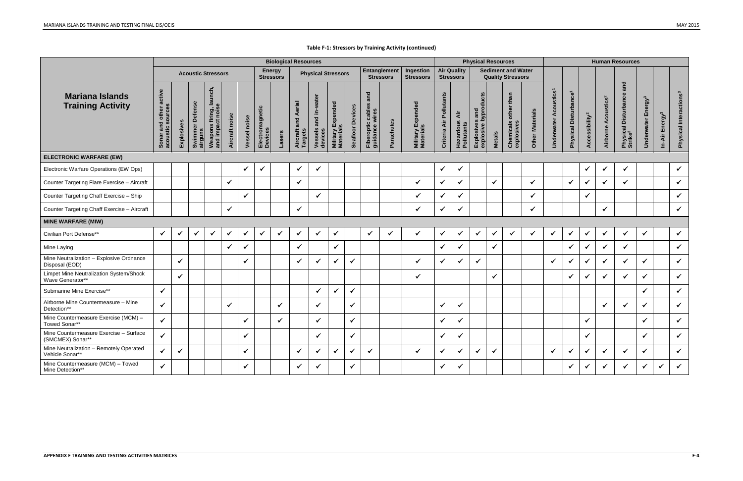**Table F-1: Stressors by Training Activity (continued)**

| Mariana Islands Training Activity | Biological Resources | | | | | | | | | | | | | | | Physical Resources | | | | | | Human Resources | | | | | | | |
|---|---|---|---|---|---|---|---|---|---|---|---|---|---|---|---|---|---|---|---|---|---|---|---|---|---|---|---|---|---|
| | Acoustic Stressors | | | | | | Energy Stressors | | Physical Stressors | | | | Entanglement Stressors | | Ingestion Stressors | Air Quality Stressors | | Sediment and Water Quality Stressors | | | | | | | | | | | |
| | Sonar and other active acoustic sources | Explosives | Swimmer Defense airguns | Weapons firing, launch, and impact noise | Aircraft noise | Vessel noise | Electromagnetic Devices | Lasers | Aircraft and Aerial Targets | Vessels and in-water devices | Military Expended Materials | Seafloor Devices | Fiberoptic cables and guidance wires | Parachutes | Military Expended Materials | Criteria Air Pollutants | Hazardous Air Pollutants | Explosives and explosive byproducts | Metals | Chemicals other than explosives | Other Materials | Underwater Acoustics[1] | Physical Disturbance[1] | Accessibility[2] | Airborne Acoustics[2] | Physical Disturbance and Strike[2] | Underwater Energy[3] | In-Air Energy[3] | Physical Interactions[3] |
| **ELECTRONIC WARFARE (EW)** | | | | | | | | | | | | | | | | | | | | | | | | | | | | | |
| Electronic Warfare Operations (EW Ops) | | | | | | ✓ | ✓ | | ✓ | ✓ | | | | | | ✓ | ✓ | | | | | | | ✓ | ✓ | ✓ | | | ✓ |
| Counter Targeting Flare Exercise – Aircraft | | | | | ✓ | | | | ✓ | | | | | | ✓ | ✓ | ✓ | | ✓ | | ✓ | | ✓ | ✓ | ✓ | ✓ | | | ✓ |
| Counter Targeting Chaff Exercise – Ship | | | | | | ✓ | | | | ✓ | | | | | ✓ | ✓ | ✓ | | | | ✓ | | | ✓ | | | | | ✓ |
| Counter Targeting Chaff Exercise – Aircraft | | | | | ✓ | | | | ✓ | | | | | | ✓ | ✓ | ✓ | | | | ✓ | | | | ✓ | | | | ✓ |
| **MINE WARFARE (MIW)** | | | | | | | | | | | | | | | | | | | | | | | | | | | | | |
| Civilian Port Defense** | ✓ | ✓ | ✓ | ✓ | ✓ | ✓ | ✓ | ✓ | ✓ | ✓ | ✓ | | ✓ | ✓ | ✓ | ✓ | ✓ | ✓ | ✓ | ✓ | ✓ | ✓ | ✓ | ✓ | ✓ | ✓ | ✓ | | ✓ |
| Mine Laying | | | | | ✓ | ✓ | | | ✓ | | ✓ | | | | | ✓ | ✓ | | ✓ | | | | ✓ | ✓ | ✓ | ✓ | | | ✓ |
| Mine Neutralization – Explosive Ordnance Disposal (EOD) | | ✓ | | | | ✓ | | | ✓ | ✓ | ✓ | ✓ | | | ✓ | ✓ | ✓ | ✓ | | | | ✓ | ✓ | ✓ | ✓ | ✓ | ✓ | | ✓ |
| Limpet Mine Neutralization System/Shock Wave Generator** | | ✓ | | | | | | | | | | | | | ✓ | | | | ✓ | | | | ✓ | ✓ | ✓ | ✓ | ✓ | | ✓ |
| Submarine Mine Exercise** | ✓ | | | | | | | | | ✓ | ✓ | ✓ | | | | | | | | | | | | | | | ✓ | | ✓ |
| Airborne Mine Countermeasure – Mine Detection** | ✓ | | | | ✓ | | | ✓ | | ✓ | | ✓ | | | | ✓ | ✓ | | | | | | | | ✓ | ✓ | ✓ | | ✓ |
| Mine Countermeasure Exercise (MCM) – Towed Sonar** | ✓ | | | | | ✓ | | ✓ | | ✓ | | ✓ | | | | ✓ | ✓ | | | | | | | ✓ | | | ✓ | | ✓ |
| Mine Countermeasure Exercise – Surface (SMCMEX) Sonar** | ✓ | | | | | ✓ | | | | ✓ | | ✓ | | | | ✓ | ✓ | | | | | | | ✓ | | | ✓ | | ✓ |
| Mine Neutralization – Remotely Operated Vehicle Sonar** | ✓ | ✓ | | | | ✓ | | | ✓ | ✓ | ✓ | ✓ | ✓ | | ✓ | ✓ | ✓ | ✓ | ✓ | | | ✓ | ✓ | ✓ | ✓ | ✓ | ✓ | | ✓ |
| Mine Countermeasure (MCM) – Towed Mine Detection** | ✓ | | | | | ✓ | | | ✓ | ✓ | | ✓ | | | | ✓ | ✓ | | | | | | ✓ | ✓ | ✓ | ✓ | ✓ | ✓ | ✓ |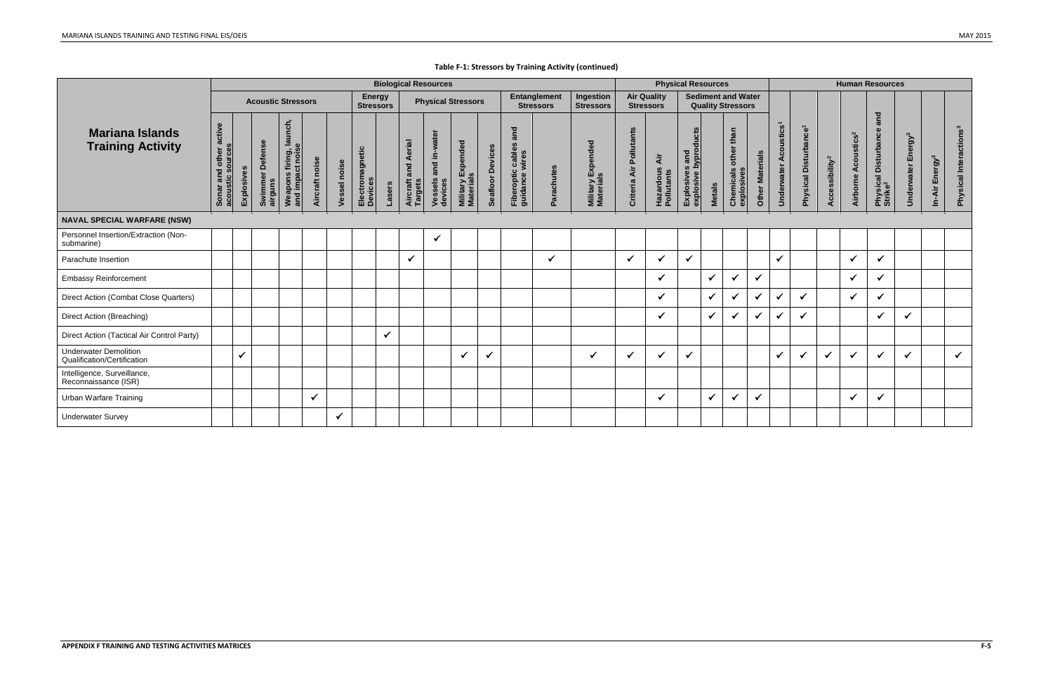**Table F-1: Stressors by Training Activity (continued)**

| Mariana Islands Training Activity | Biological Resources | | | | | | | | | | | | | | | Physical Resources | | | | | | Human Resources | | | | | | | |
|---|---|---|---|---|---|---|---|---|---|---|---|---|---|---|---|---|---|---|---|---|---|---|---|---|---|---|---|---|---|
| | Acoustic Stressors | | | | | | Energy Stressors | | Physical Stressors | | | | Entanglement Stressors | | Ingestion Stressors | Air Quality Stressors | | Sediment and Water Quality Stressors | | | | | | | | | | | |
| | Sonar and other active acoustic sources | Explosives | Swimmer Defense airguns | Weapons firing, launch, and impact noise | Aircraft noise | Vessel noise | Electromagnetic Devices | Lasers | Aircraft and Aerial Targets | Vessels and in-water devices | Military Expended Materials | Seafloor Devices | Fiberoptic cables and guidance wires | Parachutes | Military Expended Materials | Criteria Air Pollutants | Hazardous Air Pollutants | Explosives and explosive byproducts | Metals | Chemicals other than explosives | Other Materials | Underwater Acoustics[1] | Physical Disturbance[1] | Accessibility[2] | Airborne Acoustics[2] | Physical Disturbance and Strike[2] | Underwater Energy[3] | In-Air Energy[3] | Physical Interactions[3] |
| **NAVAL SPECIAL WARFARE (NSW)** | | | | | | | | | | | | | | | | | | | | | | | | | | | | | |
| Personnel Insertion/Extraction (Non-submarine) | | | | | | | | | | ✓ | | | | | | | | | | | | | | | | | | | |
| Parachute Insertion | | | | | | | | | ✓ | | | | | ✓ | | ✓ | ✓ | ✓ | | | | ✓ | | | ✓ | ✓ | | | |
| Embassy Reinforcement | | | | | | | | | | | | | | | | | ✓ | | ✓ | ✓ | ✓ | | | | ✓ | ✓ | | | |
| Direct Action (Combat Close Quarters) | | | | | | | | | | | | | | | | | ✓ | | ✓ | ✓ | ✓ | ✓ | ✓ | | ✓ | ✓ | | | |
| Direct Action (Breaching) | | | | | | | | | | | | | | | | | ✓ | | ✓ | ✓ | ✓ | ✓ | ✓ | | | ✓ | ✓ | | |
| Direct Action (Tactical Air Control Party) | | | | | | | | ✓ | | | | | | | | | | | | | | | | | | | | | |
| Underwater Demolition Qualification/Certification | | ✓ | | | | | | | | | ✓ | ✓ | | | ✓ | ✓ | ✓ | ✓ | | | | ✓ | ✓ | ✓ | ✓ | ✓ | ✓ | | ✓ |
| Intelligence, Surveillance, Reconnaissance (ISR) | | | | | | | | | | | | | | | | | | | | | | | | | | | | | |
| Urban Warfare Training | | | | | ✓ | | | | | | | | | | | | ✓ | | ✓ | ✓ | ✓ | | | | ✓ | ✓ | | | |
| Underwater Survey | | | | | | ✓ | | | | | | | | | | | | | | | | | | | | | | | |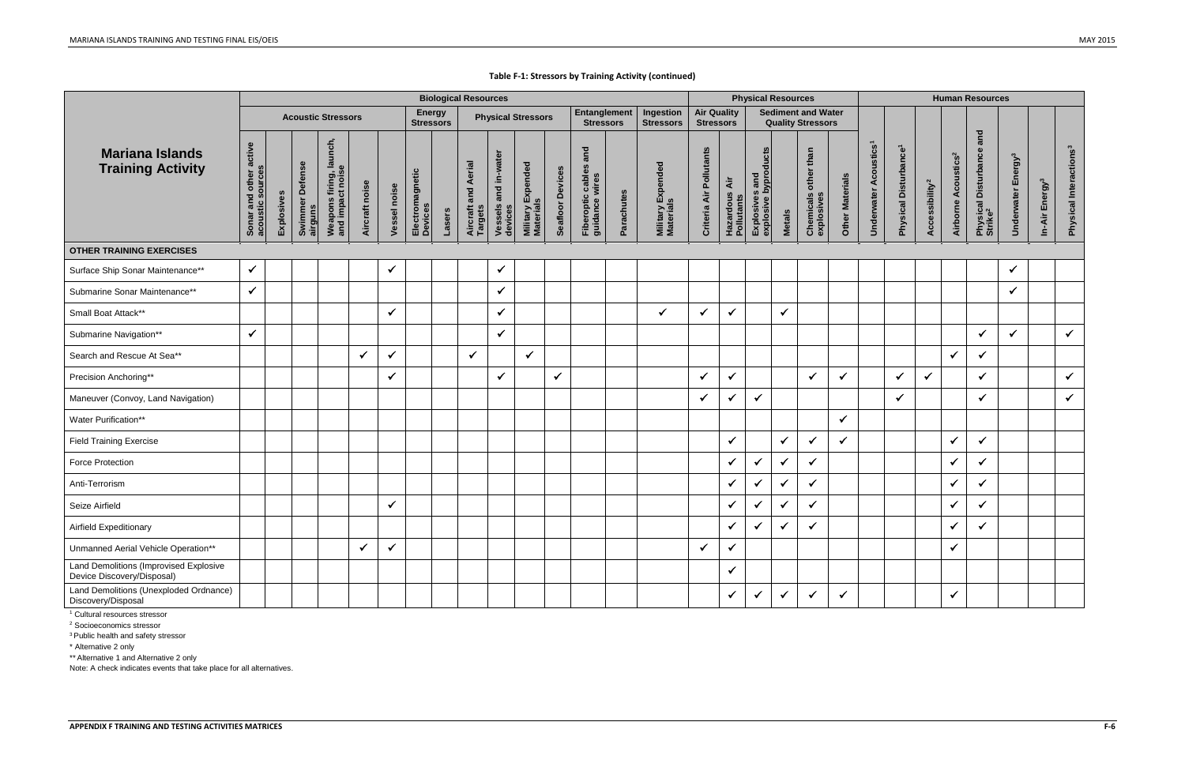**Table F-1: Stressors by Training Activity (continued)**

| Mariana Islands Training Activity | Biological Resources | | | | | | | | | | | | | | | Physical Resources | | | | | | Human Resources | | | | | | | |
|---|---|---|---|---|---|---|---|---|---|---|---|---|---|---|---|---|---|---|---|---|---|---|---|---|---|---|---|---|---|
| | Acoustic Stressors | | | | | | Energy Stressors | | Physical Stressors | | | | Entanglement Stressors | | Ingestion Stressors | Air Quality Stressors | | Sediment and Water Quality Stressors | | | | | | | | | | | |
| | Sonar and other active acoustic sources | Explosives | Swimmer Defense airguns | Weapons firing, launch, and impact noise | Aircraft noise | Vessel noise | Electromagnetic Devices | Lasers | Aircraft and Aerial Targets | Vessels and in-water devices | Military Expended Materials | Seafloor Devices | Fiberoptic cables and guidance wires | Parachutes | Military Expended Materials | Criteria Air Pollutants | Hazardous Air Pollutants | Explosives and explosive byproducts | Metals | Chemicals other than explosives | Other Materials | Underwater Acoustics[1] | Physical Disturbance[1] | Accessibility[2] | Airborne Acoustics[2] | Physical Disturbance and Strike[2] | Underwater Energy[3] | In-Air Energy[3] | Physical Interactions[3] |
| **OTHER TRAINING EXERCISES** | | | | | | | | | | | | | | | | | | | | | | | | | | | | | |
| Surface Ship Sonar Maintenance** | ✓ | | | | | ✓ | | | | ✓ | | | | | | | | | | | | | | | | | ✓ | | |
| Submarine Sonar Maintenance** | ✓ | | | | | | | | | ✓ | | | | | | | | | | | | | | | | | ✓ | | |
| Small Boat Attack** | | | | | | ✓ | | | | ✓ | | | | | ✓ | ✓ | ✓ | | ✓ | | | | | | | | | | |
| Submarine Navigation** | ✓ | | | | | | | | | ✓ | | | | | | | | | | | | | | | | ✓ | ✓ | | ✓ |
| Search and Rescue At Sea** | | | | | ✓ | ✓ | | | ✓ | | ✓ | | | | | | | | | | | | | | ✓ | ✓ | | | |
| Precision Anchoring** | | | | | | ✓ | | | | ✓ | | ✓ | | | | ✓ | ✓ | | | ✓ | ✓ | | ✓ | ✓ | | ✓ | | | ✓ |
| Maneuver (Convoy, Land Navigation) | | | | | | | | | | | | | | | | ✓ | ✓ | ✓ | | | | | ✓ | | | ✓ | | | ✓ |
| Water Purification** | | | | | | | | | | | | | | | | | | | | | ✓ | | | | | | | | |
| Field Training Exercise | | | | | | | | | | | | | | | | | ✓ | | ✓ | ✓ | ✓ | | | | ✓ | ✓ | | | |
| Force Protection | | | | | | | | | | | | | | | | | ✓ | ✓ | ✓ | ✓ | | | | | ✓ | ✓ | | | |
| Anti-Terrorism | | | | | | | | | | | | | | | | | ✓ | ✓ | ✓ | ✓ | | | | | ✓ | ✓ | | | |
| Seize Airfield | | | | | | ✓ | | | | | | | | | | | ✓ | ✓ | ✓ | ✓ | | | | | ✓ | ✓ | | | |
| Airfield Expeditionary | | | | | | | | | | | | | | | | | ✓ | ✓ | ✓ | ✓ | | | | | ✓ | ✓ | | | |
| Unmanned Aerial Vehicle Operation** | | | | | ✓ | ✓ | | | | | | | | | | ✓ | ✓ | | | | | | | | ✓ | | | | |
| Land Demolitions (Improvised Explosive Device Discovery/Disposal) | | | | | | | | | | | | | | | | | ✓ | | | | | | | | | | | | |
| Land Demolitions (Unexploded Ordnance) Discovery/Disposal | | | | | | | | | | | | | | | | | ✓ | ✓ | ✓ | ✓ | ✓ | | | | ✓ | | | | |

[1] Cultural resources stressor

[2] Socioeconomics stressor

[3] Public health and safety stressor

* Alternative 2 only

** Alternative 1 and Alternative 2 only

Note: A check indicates events that take place for all alternatives.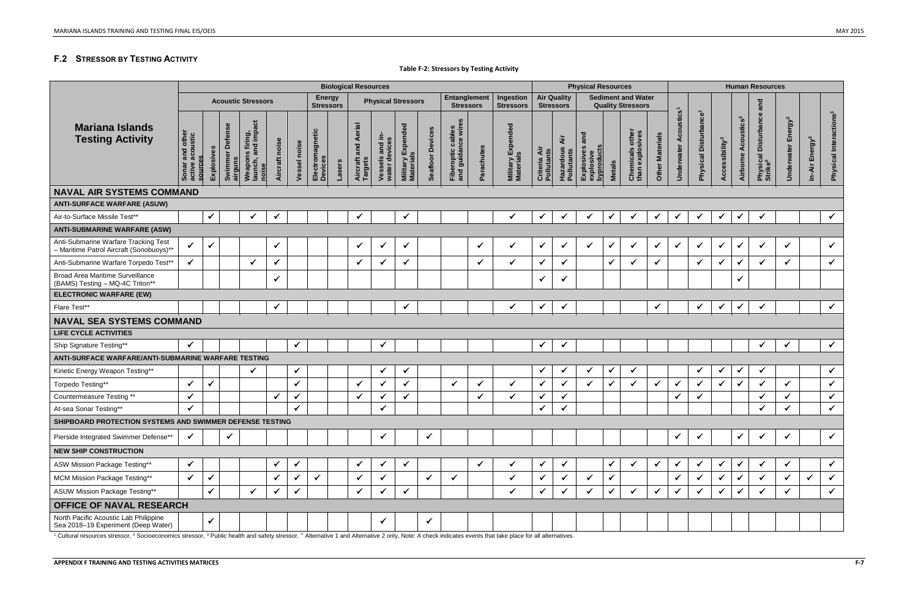## F.2 STRESSOR BY TESTING ACTIVITY

**Table F-2: Stressors by Testing Activity**

| Mariana Islands Testing Activity | Biological Resources | | | | | | | | | | | | | | | Physical Resources | | | | | | Human Resources | | | | | | | |
|---|---|---|---|---|---|---|---|---|---|---|---|---|---|---|---|---|---|---|---|---|---|---|---|---|---|---|---|---|---|
| | Acoustic Stressors | | | | | | Energy Stressors | | Physical Stressors | | | | Entanglement Stressors | | Ingestion Stressors | Air Quality Stressors | | Sediment and Water Quality Stressors | | | | | | | | | | | |
| | Sonar and other active acoustic sources | Explosives | Swimmer Defense airguns | Weapons firing, launch, and impact noise | Aircraft noise | Vessel noise | Electromagnetic Devices | Lasers | Aircraft and Aerial Targets | Vessels and in-water devices | Military Expended Materials | Seafloor Devices | Fiberoptic cables and guidance wires | Parachutes | Military Expended Materials | Criteria Air Pollutants | Hazardous Air Pollutants | Explosives and explosive byproducts | Metals | Chemicals other than explosives | Other Materials | Underwater Acoustics[1] | Physical Disturbance[1] | Accessibility[2] | Airborne Acoustics[2] | Physical Disturbance and Strike[2] | Underwater Energy[3] | In-Air Energy[3] | Physical Interactions[3] |
| **NAVAL AIR SYSTEMS COMMAND** | | | | | | | | | | | | | | | | | | | | | | | | | | | | | |
| **ANTI-SURFACE WARFARE (ASUW)** | | | | | | | | | | | | | | | | | | | | | | | | | | | | | |
| Air-to-Surface Missile Test** | | ✓ | | ✓ | ✓ | | | | ✓ | | ✓ | | | | ✓ | ✓ | ✓ | ✓ | ✓ | ✓ | ✓ | ✓ | ✓ | ✓ | ✓ | ✓ | | | ✓ |
| **ANTI-SUBMARINE WARFARE (ASW)** | | | | | | | | | | | | | | | | | | | | | | | | | | | | | |
| Anti-Submarine Warfare Tracking Test – Maritime Patrol Aircraft (Sonobuoys)** | ✓ | ✓ | | | ✓ | | | | ✓ | ✓ | ✓ | | | ✓ | ✓ | ✓ | ✓ | ✓ | ✓ | ✓ | ✓ | ✓ | ✓ | ✓ | ✓ | ✓ | ✓ | | ✓ |
| Anti-Submarine Warfare Torpedo Test** | ✓ | | | ✓ | ✓ | | | | ✓ | ✓ | ✓ | | | ✓ | ✓ | ✓ | ✓ | | ✓ | ✓ | ✓ | | ✓ | ✓ | ✓ | ✓ | ✓ | | ✓ |
| Broad Area Maritime Surveillance (BAMS) Testing – MQ-4C Triton** | | | | | ✓ | | | | | | | | | | | ✓ | ✓ | | | | | | | | ✓ | | | | |
| **ELECTRONIC WARFARE (EW)** | | | | | | | | | | | | | | | | | | | | | | | | | | | | | |
| Flare Test** | | | | | ✓ | | | | | | ✓ | | | | ✓ | ✓ | ✓ | | | | ✓ | | ✓ | ✓ | ✓ | ✓ | | | ✓ |
| **NAVAL SEA SYSTEMS COMMAND** | | | | | | | | | | | | | | | | | | | | | | | | | | | | | |
| **LIFE CYCLE ACTIVITIES** | | | | | | | | | | | | | | | | | | | | | | | | | | | | | |
| Ship Signature Testing** | ✓ | | | | | ✓ | | | | ✓ | | | | | | ✓ | ✓ | | | | | | | | | ✓ | ✓ | | ✓ |
| **ANTI-SURFACE WARFARE/ANTI-SUBMARINE WARFARE TESTING** | | | | | | | | | | | | | | | | | | | | | | | | | | | | | |
| Kinetic Energy Weapon Testing** | | | | ✓ | | ✓ | | | | ✓ | ✓ | | | | | ✓ | ✓ | ✓ | ✓ | ✓ | | | ✓ | ✓ | ✓ | ✓ | | | ✓ |
| Torpedo Testing** | ✓ | ✓ | | | | ✓ | | | ✓ | ✓ | ✓ | | ✓ | ✓ | ✓ | ✓ | ✓ | ✓ | ✓ | ✓ | ✓ | ✓ | ✓ | ✓ | ✓ | ✓ | ✓ | | ✓ |
| Countermeasure Testing ** | ✓ | | | | ✓ | ✓ | | | ✓ | ✓ | ✓ | | | ✓ | ✓ | ✓ | ✓ | | | | | ✓ | ✓ | | | ✓ | ✓ | | ✓ |
| At-sea Sonar Testing** | ✓ | | | | | ✓ | | | | ✓ | | | | | | ✓ | ✓ | | | | | | | | | ✓ | ✓ | | ✓ |
| **SHIPBOARD PROTECTION SYSTEMS AND SWIMMER DEFENSE TESTING** | | | | | | | | | | | | | | | | | | | | | | | | | | | | | |
| Pierside Integrated Swimmer Defense** | ✓ | | ✓ | | | | | | | ✓ | | ✓ | | | | | | | | | | ✓ | ✓ | | ✓ | ✓ | ✓ | | ✓ |
| **NEW SHIP CONSTRUCTION** | | | | | | | | | | | | | | | | | | | | | | | | | | | | | |
| ASW Mission Package Testing** | ✓ | | | | ✓ | ✓ | | | ✓ | ✓ | ✓ | | | ✓ | ✓ | ✓ | ✓ | | ✓ | ✓ | ✓ | ✓ | ✓ | ✓ | ✓ | ✓ | ✓ | | ✓ |
| MCM Mission Package Testing** | ✓ | ✓ | | | ✓ | ✓ | ✓ | | ✓ | ✓ | | ✓ | ✓ | | ✓ | ✓ | ✓ | ✓ | ✓ | | | ✓ | ✓ | ✓ | ✓ | ✓ | ✓ | ✓ | ✓ |
| ASUW Mission Package Testing** | | ✓ | | ✓ | ✓ | ✓ | | | ✓ | ✓ | ✓ | | | | ✓ | ✓ | ✓ | ✓ | ✓ | ✓ | ✓ | ✓ | ✓ | ✓ | ✓ | ✓ | ✓ | | ✓ |
| **OFFICE OF NAVAL RESEARCH** | | | | | | | | | | | | | | | | | | | | | | | | | | | | | |
| North Pacific Acoustic Lab Philippine Sea 2018–19 Experiment (Deep Water) | | ✓ | | | | | | | | ✓ | | ✓ | | | | | | | | | | | | | | | | | |

[1] Cultural resources stressor, [2] Socioeconomics stressor, [3] Public health and safety stressor, ** Alternative 1 and Alternative 2 only, Note: A check indicates events that take place for all alternatives.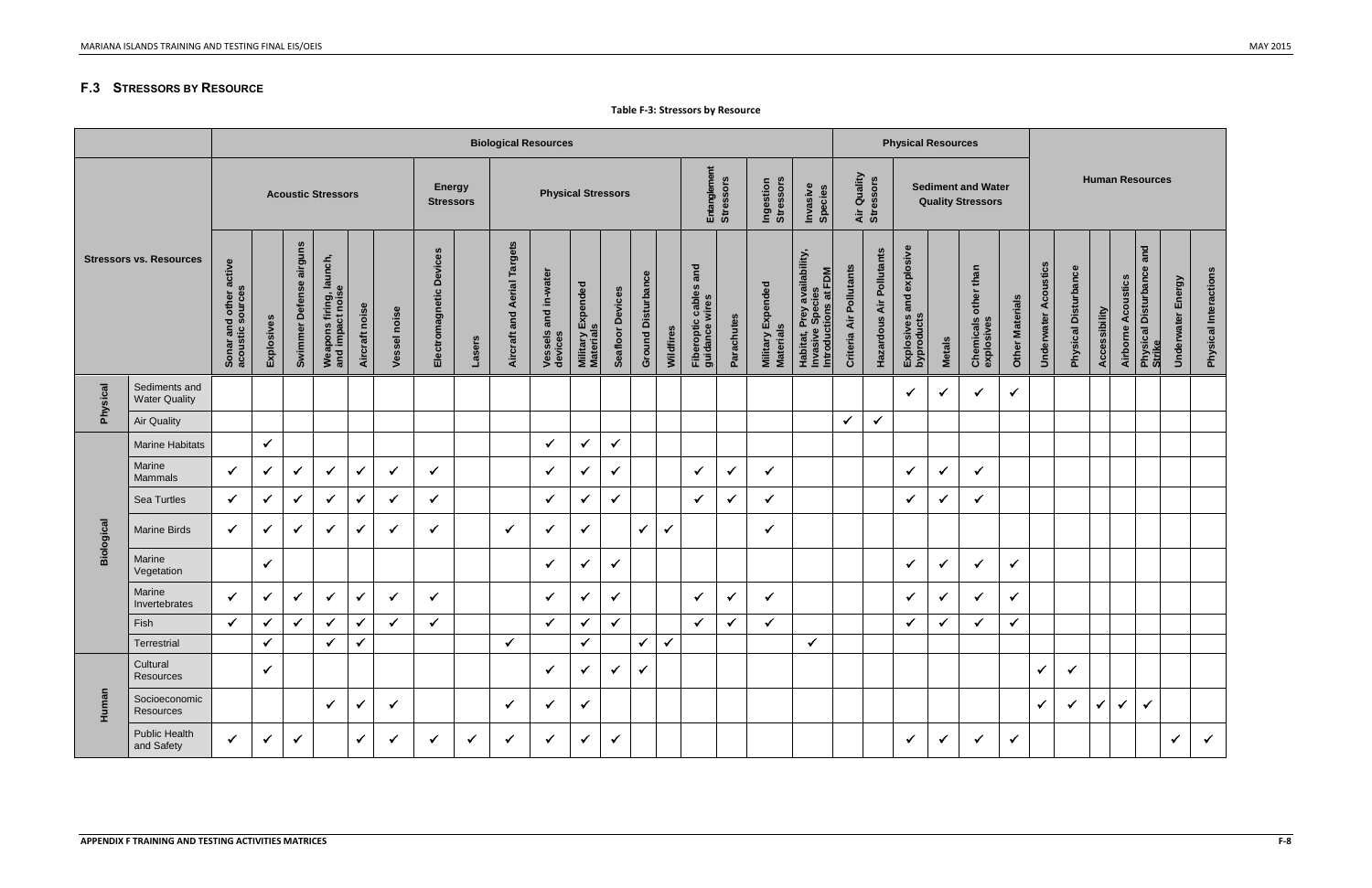## F.3 STRESSORS BY RESOURCE

**Table F-3: Stressors by Resource**

| | | Biological Resources | | | | | | | | | | | | | | | | | | Physical Resources | | | | | | Human Resources | | | | | | |
|---|---|---|---|---|---|---|---|---|---|---|---|---|---|---|---|---|---|---|---|---|---|---|---|---|---|---|---|---|---|---|---|---|
| | | Acoustic Stressors | | | | | | Energy Stressors | | Physical Stressors | | | | | | Entanglement Stressors | | Ingestion Stressors | Invasive Species | Air Quality Stressors | | Sediment and Water Quality Stressors | | | | | | | | | | |
| **Stressors vs. Resources** | | Sonar and other active acoustic sources | Explosives | Swimmer Defense airguns | Weapons firing, launch, and impact noise | Aircraft noise | Vessel noise | Electromagnetic Devices | Lasers | Aircraft and Aerial Targets | Vessels and in-water devices | Military Expended Materials | Seafloor Devices | Ground Disturbance | Wildfires | Fiberoptic cables and guidance wires | Parachutes | Military Expended Materials | Habitat, Prey availability, Invasive Species Introductions at FDM | Criteria Air Pollutants | Hazardous Air Pollutants | Explosives and explosive byproducts | Metals | Chemicals other than explosives | Other Materials | Underwater Acoustics | Physical Disturbance | Accessibility | Airborne Acoustics | Physical Disturbance and Strike | Underwater Energy | Physical Interactions |
| Physical | Sediments and Water Quality | | | | | | | | | | | | | | | | | | | | | ✓ | ✓ | ✓ | ✓ | | | | | | | |
| | Air Quality | | | | | | | | | | | | | | | | | | | ✓ | ✓ | | | | | | | | | | | |
| Biological | Marine Habitats | | ✓ | | | | | | | | ✓ | ✓ | ✓ | | | | | | | | | | | | | | | | | | | |
| | Marine Mammals | ✓ | ✓ | ✓ | ✓ | ✓ | ✓ | ✓ | | | ✓ | ✓ | ✓ | | | ✓ | ✓ | ✓ | | | | ✓ | ✓ | ✓ | | | | | | | | |
| | Sea Turtles | ✓ | ✓ | ✓ | ✓ | ✓ | ✓ | ✓ | | | ✓ | ✓ | ✓ | | | ✓ | ✓ | ✓ | | | | ✓ | ✓ | ✓ | | | | | | | | |
| | Marine Birds | ✓ | ✓ | ✓ | ✓ | ✓ | ✓ | ✓ | | ✓ | ✓ | ✓ | | ✓ | ✓ | | | ✓ | | | | | | | | | | | | | | |
| | Marine Vegetation | | ✓ | | | | | | | | ✓ | ✓ | ✓ | | | | | | | | | ✓ | ✓ | ✓ | ✓ | | | | | | | |
| | Marine Invertebrates | ✓ | ✓ | ✓ | ✓ | ✓ | ✓ | ✓ | | | ✓ | ✓ | ✓ | | | ✓ | ✓ | ✓ | | | | ✓ | ✓ | ✓ | ✓ | | | | | | | |
| | Fish | ✓ | ✓ | ✓ | ✓ | ✓ | ✓ | ✓ | | | ✓ | ✓ | ✓ | | | ✓ | ✓ | ✓ | | | | ✓ | ✓ | ✓ | ✓ | | | | | | | |
| | Terrestrial | | ✓ | | ✓ | ✓ | | | | ✓ | | ✓ | | ✓ | ✓ | | | | ✓ | | | | | | | | | | | | | |
| Human | Cultural Resources | | ✓ | | | | | | | | ✓ | ✓ | ✓ | ✓ | | | | | | | | | | | | ✓ | ✓ | | | | | |
| | Socioeconomic Resources | | | | ✓ | ✓ | ✓ | | | ✓ | ✓ | ✓ | | | | | | | | | | | | | | ✓ | ✓ | ✓ | ✓ | ✓ | | |
| | Public Health and Safety | ✓ | ✓ | ✓ | | ✓ | ✓ | ✓ | ✓ | ✓ | ✓ | ✓ | ✓ | | | | | | | | | ✓ | ✓ | ✓ | ✓ | | | | | | ✓ | ✓ |